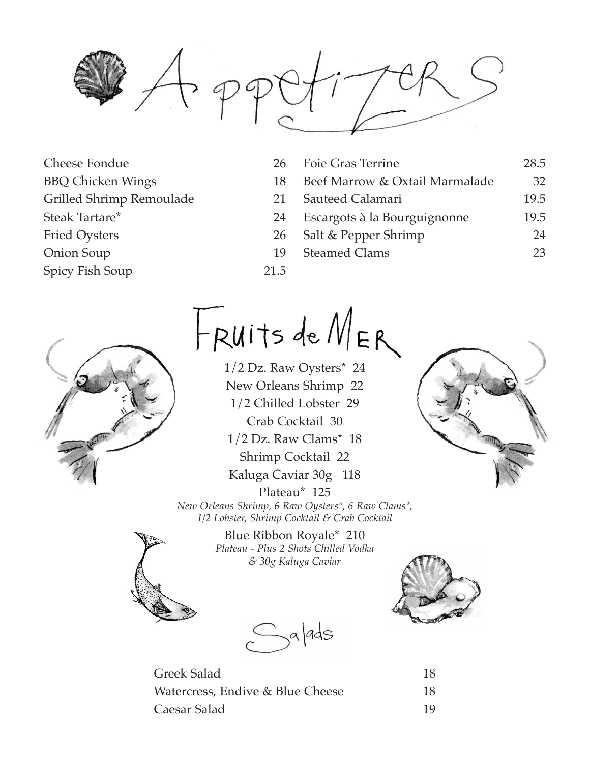# Appetizers

| | |
|---|---|
| Cheese Fondue | 26 |
| BBQ Chicken Wings | 18 |
| Grilled Shrimp Remoulade | 21 |
| Steak Tartare* | 24 |
| Fried Oysters | 26 |
| Onion Soup | 19 |
| Spicy Fish Soup | 21.5 |
| Foie Gras Terrine | 28.5 |
| Beef Marrow & Oxtail Marmalade | 32 |
| Sauteed Calamari | 19.5 |
| Escargots à la Bourguignonne | 19.5 |
| Salt & Pepper Shrimp | 24 |
| Steamed Clams | 23 |

# Fruits de Mer

1/2 Dz. Raw Oysters* 24

New Orleans Shrimp 22

1/2 Chilled Lobster 29

Crab Cocktail 30

1/2 Dz. Raw Clams* 18

Shrimp Cocktail 22

Kaluga Caviar 30g 118

Plateau* 125

*New Orleans Shrimp, 6 Raw Oysters*, 6 Raw Clams*, 1/2 Lobster, Shrimp Cocktail & Crab Cocktail*

Blue Ribbon Royale* 210

*Plateau - Plus 2 Shots Chilled Vodka & 30g Kaluga Caviar*

# Salads

| | |
|---|---|
| Greek Salad | 18 |
| Watercress, Endive & Blue Cheese | 18 |
| Caesar Salad | 19 |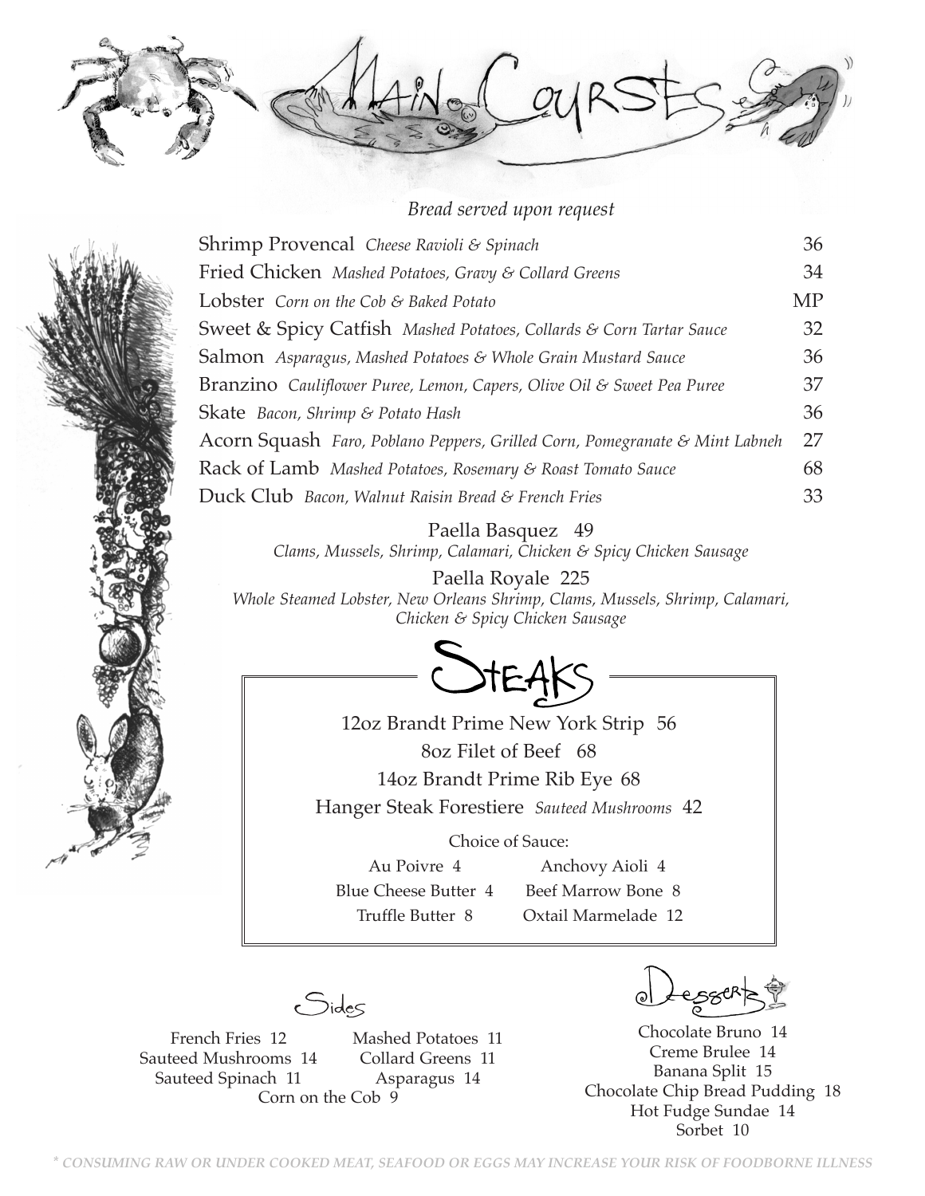# Main Courses

*Bread served upon request*

| | | |
|---|---|---|
| Shrimp Provencal | *Cheese Ravioli & Spinach* | 36 |
| Fried Chicken | *Mashed Potatoes, Gravy & Collard Greens* | 34 |
| Lobster | *Corn on the Cob & Baked Potato* | MP |
| Sweet & Spicy Catfish | *Mashed Potatoes, Collards & Corn Tartar Sauce* | 32 |
| Salmon | *Asparagus, Mashed Potatoes & Whole Grain Mustard Sauce* | 36 |
| Branzino | *Cauliflower Puree, Lemon, Capers, Olive Oil & Sweet Pea Puree* | 37 |
| Skate | *Bacon, Shrimp & Potato Hash* | 36 |
| Acorn Squash | *Faro, Poblano Peppers, Grilled Corn, Pomegranate & Mint Labneh* | 27 |
| Rack of Lamb | *Mashed Potatoes, Rosemary & Roast Tomato Sauce* | 68 |
| Duck Club | *Bacon, Walnut Raisin Bread & French Fries* | 33 |

Paella Basquez 49
*Clams, Mussels, Shrimp, Calamari, Chicken & Spicy Chicken Sausage*

Paella Royale 225
*Whole Steamed Lobster, New Orleans Shrimp, Clams, Mussels, Shrimp, Calamari, Chicken & Spicy Chicken Sausage*

## Steaks

12oz Brandt Prime New York Strip 56

8oz Filet of Beef 68

14oz Brandt Prime Rib Eye 68

Hanger Steak Forestiere *Sauteed Mushrooms* 42

Choice of Sauce:

| | |
|---|---|
| Au Poivre 4 | Anchovy Aioli 4 |
| Blue Cheese Butter 4 | Beef Marrow Bone 8 |
| Truffle Butter 8 | Oxtail Marmelade 12 |

## Sides

French Fries 12
Mashed Potatoes 11
Sauteed Mushrooms 14
Collard Greens 11
Sauteed Spinach 11
Asparagus 14
Corn on the Cob 9

## Desserts

Chocolate Bruno 14
Creme Brulee 14
Banana Split 15
Chocolate Chip Bread Pudding 18
Hot Fudge Sundae 14
Sorbet 10

*\* CONSUMING RAW OR UNDER COOKED MEAT, SEAFOOD OR EGGS MAY INCREASE YOUR RISK OF FOODBORNE ILLNESS*